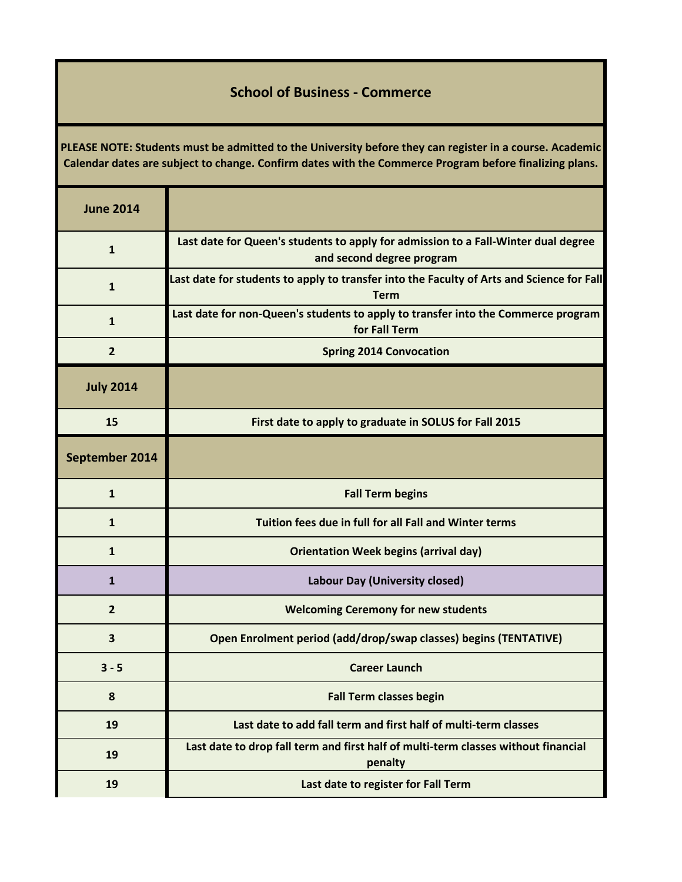## School of Business - Commerce

**PLEASE NOTE: Students must be admitted to the University before they can register in a course. Academic Calendar dates are subject to change. Confirm dates with the Commerce Program before finalizing plans.**

| June 2014 | |
|---|---|
| 1 | Last date for Queen's students to apply for admission to a Fall-Winter dual degree and second degree program |
| 1 | Last date for students to apply to transfer into the Faculty of Arts and Science for Fall Term |
| 1 | Last date for non-Queen's students to apply to transfer into the Commerce program for Fall Term |
| 2 | Spring 2014 Convocation |
| **July 2014** | |
| 15 | First date to apply to graduate in SOLUS for Fall 2015 |
| **September 2014** | |
| 1 | Fall Term begins |
| 1 | Tuition fees due in full for all Fall and Winter terms |
| 1 | Orientation Week begins (arrival day) |
| 1 | Labour Day (University closed) |
| 2 | Welcoming Ceremony for new students |
| 3 | Open Enrolment period (add/drop/swap classes) begins (TENTATIVE) |
| 3 - 5 | Career Launch |
| 8 | Fall Term classes begin |
| 19 | Last date to add fall term and first half of multi-term classes |
| 19 | Last date to drop fall term and first half of multi-term classes without financial penalty |
| 19 | Last date to register for Fall Term |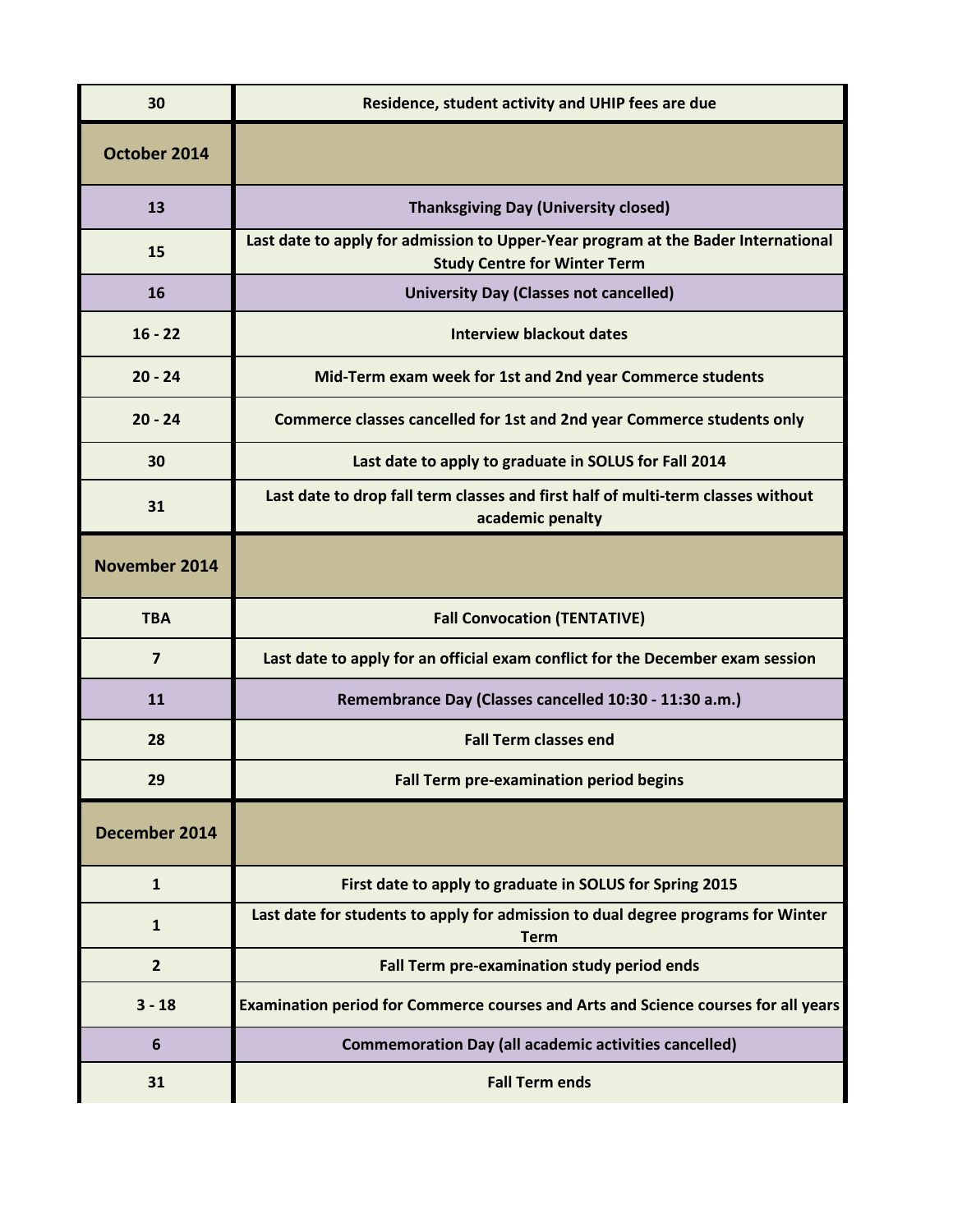| | |
|---|---|
| 30 | Residence, student activity and UHIP fees are due |
| **October 2014** | |
| 13 | Thanksgiving Day (University closed) |
| 15 | Last date to apply for admission to Upper-Year program at the Bader International Study Centre for Winter Term |
| 16 | University Day (Classes not cancelled) |
| 16 - 22 | Interview blackout dates |
| 20 - 24 | Mid-Term exam week for 1st and 2nd year Commerce students |
| 20 - 24 | Commerce classes cancelled for 1st and 2nd year Commerce students only |
| 30 | Last date to apply to graduate in SOLUS for Fall 2014 |
| 31 | Last date to drop fall term classes and first half of multi-term classes without academic penalty |
| **November 2014** | |
| TBA | Fall Convocation (TENTATIVE) |
| 7 | Last date to apply for an official exam conflict for the December exam session |
| 11 | Remembrance Day (Classes cancelled 10:30 - 11:30 a.m.) |
| 28 | Fall Term classes end |
| 29 | Fall Term pre-examination period begins |
| **December 2014** | |
| 1 | First date to apply to graduate in SOLUS for Spring 2015 |
| 1 | Last date for students to apply for admission to dual degree programs for Winter Term |
| 2 | Fall Term pre-examination study period ends |
| 3 - 18 | Examination period for Commerce courses and Arts and Science courses for all years |
| 6 | Commemoration Day (all academic activities cancelled) |
| 31 | Fall Term ends |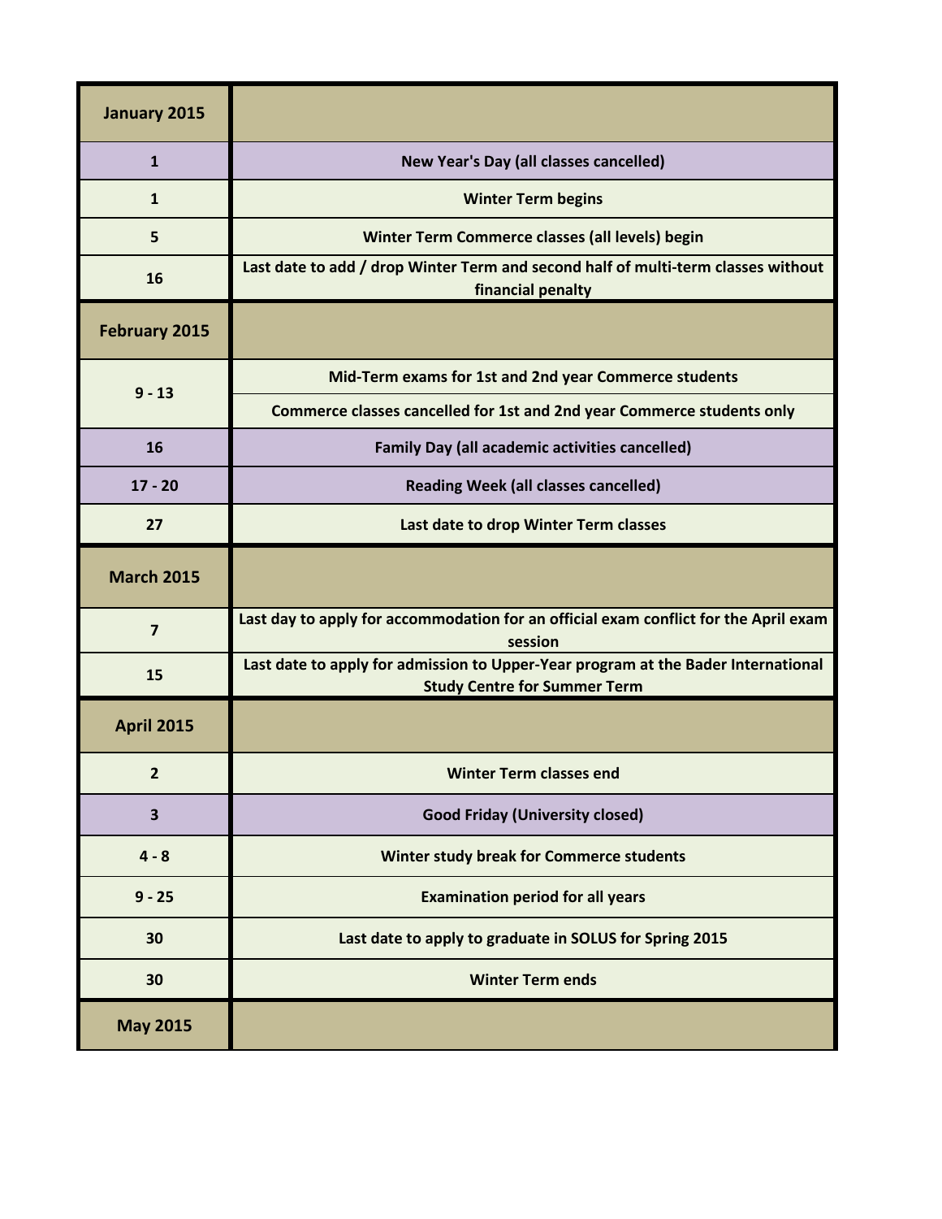| **January 2015** | |
|---|---|
| **1** | **New Year's Day (all classes cancelled)** |
| **1** | **Winter Term begins** |
| **5** | **Winter Term Commerce classes (all levels) begin** |
| **16** | **Last date to add / drop Winter Term and second half of multi-term classes without financial penalty** |
| **February 2015** | |
| **9 - 13** | **Mid-Term exams for 1st and 2nd year Commerce students** |
| | **Commerce classes cancelled for 1st and 2nd year Commerce students only** |
| **16** | **Family Day (all academic activities cancelled)** |
| **17 - 20** | **Reading Week (all classes cancelled)** |
| **27** | **Last date to drop Winter Term classes** |
| **March 2015** | |
| **7** | **Last day to apply for accommodation for an official exam conflict for the April exam session** |
| **15** | **Last date to apply for admission to Upper-Year program at the Bader International Study Centre for Summer Term** |
| **April 2015** | |
| **2** | **Winter Term classes end** |
| **3** | **Good Friday (University closed)** |
| **4 - 8** | **Winter study break for Commerce students** |
| **9 - 25** | **Examination period for all years** |
| **30** | **Last date to apply to graduate in SOLUS for Spring 2015** |
| **30** | **Winter Term ends** |
| **May 2015** | |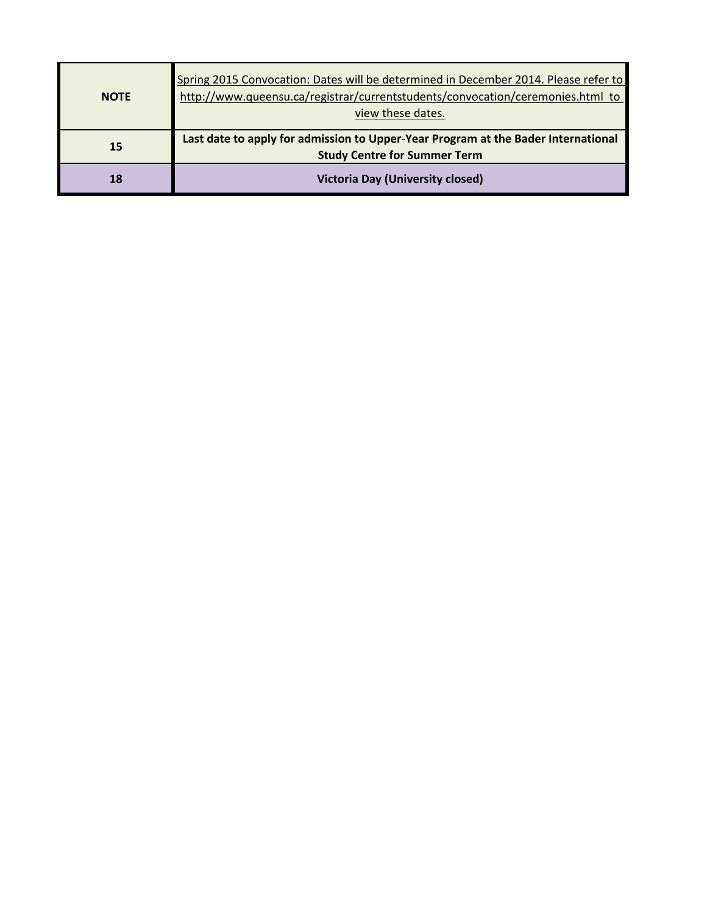| | |
|---|---|
| **NOTE** | Spring 2015 Convocation: Dates will be determined in December 2014. Please refer to http://www.queensu.ca/registrar/currentstudents/convocation/ceremonies.html to view these dates. |
| **15** | **Last date to apply for admission to Upper-Year Program at the Bader International Study Centre for Summer Term** |
| **18** | **Victoria Day (University closed)** |